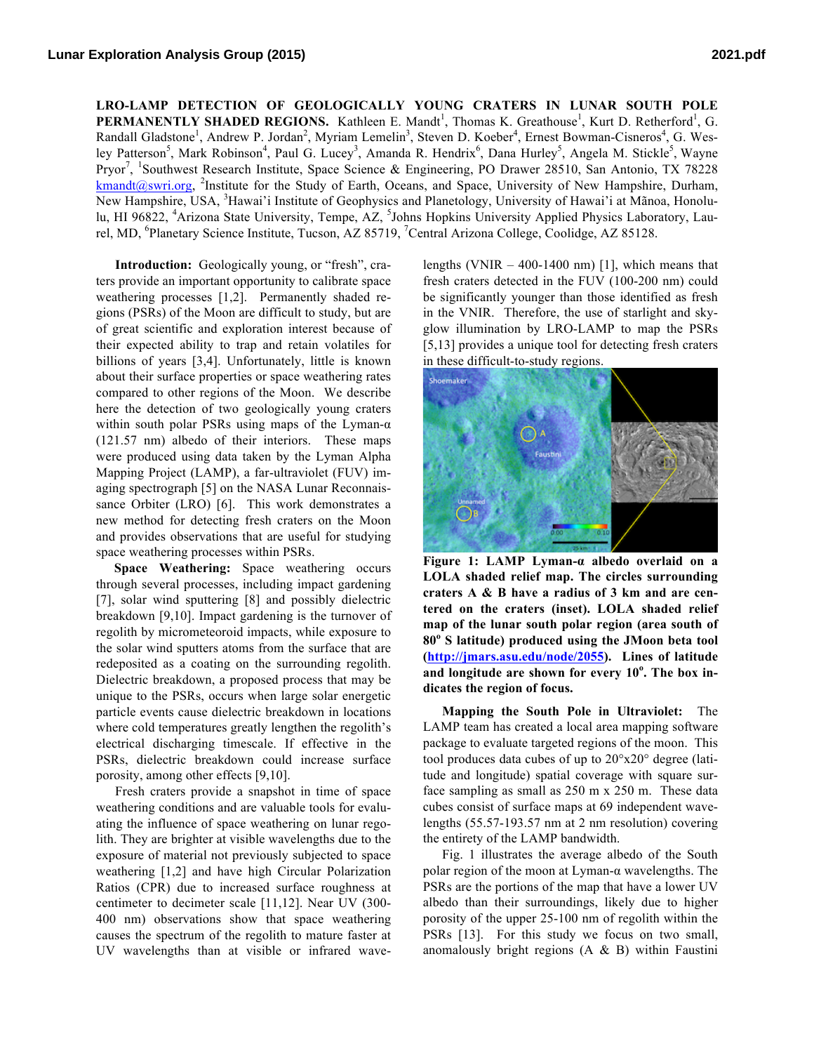# LRO-LAMP DETECTION OF GEOLOGICALLY YOUNG CRATERS IN LUNAR SOUTH POLE PERMANENTLY SHADED REGIONS.

Kathleen E. Mandt[1], Thomas K. Greathouse[1], Kurt D. Retherford[1], G. Randall Gladstone[1], Andrew P. Jordan[2], Myriam Lemelin[3], Steven D. Koeber[4], Ernest Bowman-Cisneros[4], G. Wesley Patterson[5], Mark Robinson[4], Paul G. Lucey[3], Amanda R. Hendrix[6], Dana Hurley[5], Angela M. Stickle[5], Wayne Pryor[7], [1]Southwest Research Institute, Space Science & Engineering, PO Drawer 28510, San Antonio, TX 78228 kmandt@swri.org, [2]Institute for the Study of Earth, Oceans, and Space, University of New Hampshire, Durham, New Hampshire, USA, [3]Hawai'i Institute of Geophysics and Planetology, University of Hawai'i at Mānoa, Honolulu, HI 96822, [4]Arizona State University, Tempe, AZ, [5]Johns Hopkins University Applied Physics Laboratory, Laurel, MD, [6]Planetary Science Institute, Tucson, AZ 85719, [7]Central Arizona College, Coolidge, AZ 85128.

**Introduction:** Geologically young, or "fresh", craters provide an important opportunity to calibrate space weathering processes [1,2]. Permanently shaded regions (PSRs) of the Moon are difficult to study, but are of great scientific and exploration interest because of their expected ability to trap and retain volatiles for billions of years [3,4]. Unfortunately, little is known about their surface properties or space weathering rates compared to other regions of the Moon. We describe here the detection of two geologically young craters within south polar PSRs using maps of the Lyman-α (121.57 nm) albedo of their interiors. These maps were produced using data taken by the Lyman Alpha Mapping Project (LAMP), a far-ultraviolet (FUV) imaging spectrograph [5] on the NASA Lunar Reconnaissance Orbiter (LRO) [6]. This work demonstrates a new method for detecting fresh craters on the Moon and provides observations that are useful for studying space weathering processes within PSRs.

**Space Weathering:** Space weathering occurs through several processes, including impact gardening [7], solar wind sputtering [8] and possibly dielectric breakdown [9,10]. Impact gardening is the turnover of regolith by micrometeoroid impacts, while exposure to the solar wind sputters atoms from the surface that are redeposited as a coating on the surrounding regolith. Dielectric breakdown, a proposed process that may be unique to the PSRs, occurs when large solar energetic particle events cause dielectric breakdown in locations where cold temperatures greatly lengthen the regolith's electrical discharging timescale. If effective in the PSRs, dielectric breakdown could increase surface porosity, among other effects [9,10].

Fresh craters provide a snapshot in time of space weathering conditions and are valuable tools for evaluating the influence of space weathering on lunar regolith. They are brighter at visible wavelengths due to the exposure of material not previously subjected to space weathering [1,2] and have high Circular Polarization Ratios (CPR) due to increased surface roughness at centimeter to decimeter scale [11,12]. Near UV (300-400 nm) observations show that space weathering causes the spectrum of the regolith to mature faster at UV wavelengths than at visible or infrared wavelengths (VNIR – 400-1400 nm) [1], which means that fresh craters detected in the FUV (100-200 nm) could be significantly younger than those identified as fresh in the VNIR. Therefore, the use of starlight and skyglow illumination by LRO-LAMP to map the PSRs [5,13] provides a unique tool for detecting fresh craters in these difficult-to-study regions.

**Figure 1: LAMP Lyman-α albedo overlaid on a LOLA shaded relief map. The circles surrounding craters A & B have a radius of 3 km and are centered on the craters (inset). LOLA shaded relief map of the lunar south polar region (area south of 80° S latitude) produced using the JMoon beta tool (http://jmars.asu.edu/node/2055). Lines of latitude and longitude are shown for every 10°. The box indicates the region of focus.**

**Mapping the South Pole in Ultraviolet:** The LAMP team has created a local area mapping software package to evaluate targeted regions of the moon. This tool produces data cubes of up to 20°x20° degree (latitude and longitude) spatial coverage with square surface sampling as small as 250 m x 250 m. These data cubes consist of surface maps at 69 independent wavelengths (55.57-193.57 nm at 2 nm resolution) covering the entirety of the LAMP bandwidth.

Fig. 1 illustrates the average albedo of the South polar region of the moon at Lyman-α wavelengths. The PSRs are the portions of the map that have a lower UV albedo than their surroundings, likely due to higher porosity of the upper 25-100 nm of regolith within the PSRs [13]. For this study we focus on two small, anomalously bright regions (A & B) within Faustini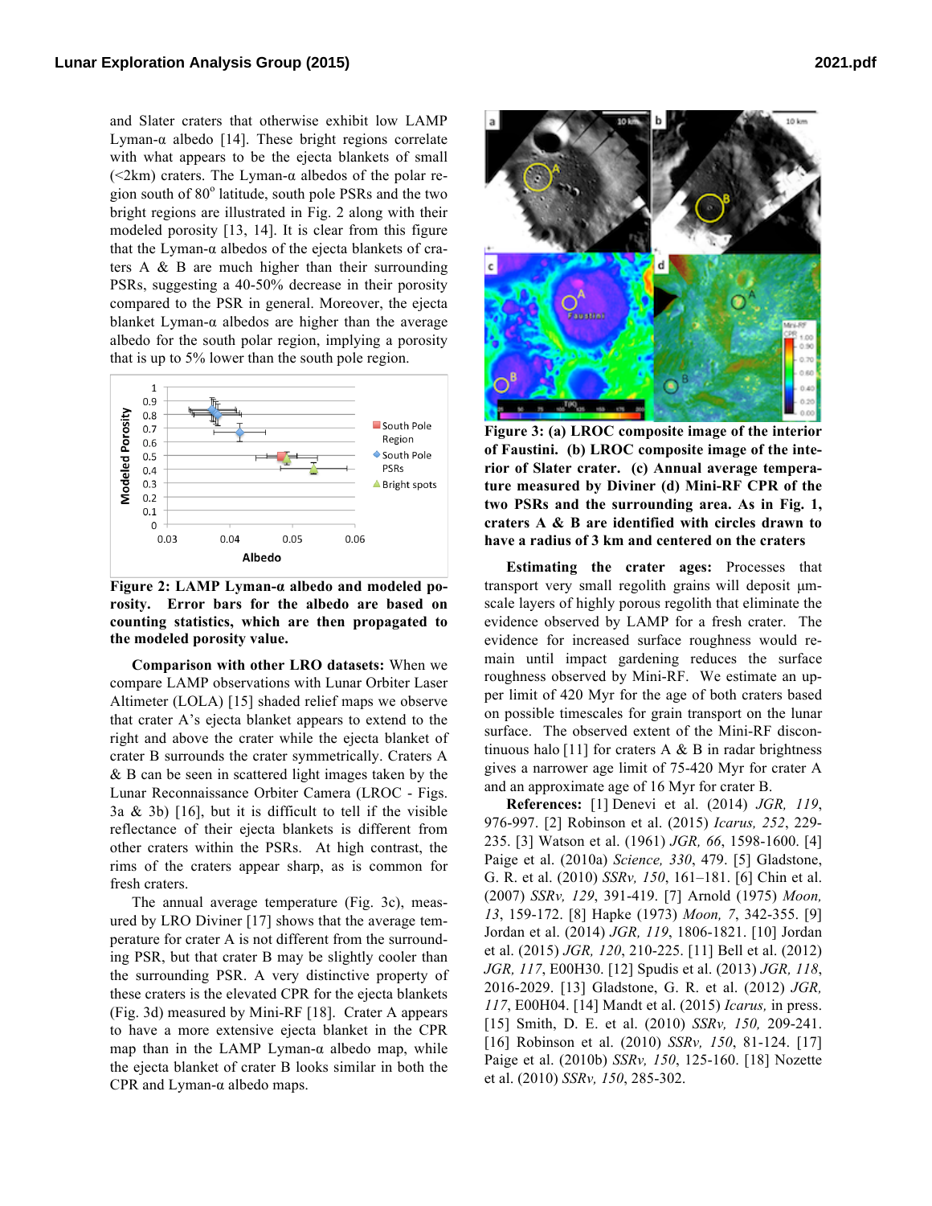and Slater craters that otherwise exhibit low LAMP Lyman-α albedo [14]. These bright regions correlate with what appears to be the ejecta blankets of small (<2km) craters. The Lyman-α albedos of the polar region south of 80° latitude, south pole PSRs and the two bright regions are illustrated in Fig. 2 along with their modeled porosity [13, 14]. It is clear from this figure that the Lyman-α albedos of the ejecta blankets of craters A & B are much higher than their surrounding PSRs, suggesting a 40-50% decrease in their porosity compared to the PSR in general. Moreover, the ejecta blanket Lyman-α albedos are higher than the average albedo for the south polar region, implying a porosity that is up to 5% lower than the south pole region.

Modeled Porosity
1
0.9
0.8
0.7
0.6
0.5
0.4
0.3
0.2
0.1
0
0.03
0.04
0.05
0.06
Albedo
South Pole Region
South Pole PSRs
Bright spots

**Figure 2: LAMP Lyman-α albedo and modeled porosity. Error bars for the albedo are based on counting statistics, which are then propagated to the modeled porosity value.**

**Comparison with other LRO datasets:** When we compare LAMP observations with Lunar Orbiter Laser Altimeter (LOLA) [15] shaded relief maps we observe that crater A's ejecta blanket appears to extend to the right and above the crater while the ejecta blanket of crater B surrounds the crater symmetrically. Craters A & B can be seen in scattered light images taken by the Lunar Reconnaissance Orbiter Camera (LROC - Figs. 3a & 3b) [16], but it is difficult to tell if the visible reflectance of their ejecta blankets is different from other craters within the PSRs. At high contrast, the rims of the craters appear sharp, as is common for fresh craters.

The annual average temperature (Fig. 3c), measured by LRO Diviner [17] shows that the average temperature for crater A is not different from the surrounding PSR, but that crater B may be slightly cooler than the surrounding PSR. A very distinctive property of these craters is the elevated CPR for the ejecta blankets (Fig. 3d) measured by Mini-RF [18]. Crater A appears to have a more extensive ejecta blanket in the CPR map than in the LAMP Lyman-α albedo map, while the ejecta blanket of crater B looks similar in both the CPR and Lyman-α albedo maps.

**Figure 3: (a) LROC composite image of the interior of Faustini. (b) LROC composite image of the interior of Slater crater. (c) Annual average temperature measured by Diviner (d) Mini-RF CPR of the two PSRs and the surrounding area. As in Fig. 1, craters A & B are identified with circles drawn to have a radius of 3 km and centered on the craters**

**Estimating the crater ages:** Processes that transport very small regolith grains will deposit μm-scale layers of highly porous regolith that eliminate the evidence observed by LAMP for a fresh crater. The evidence for increased surface roughness would remain until impact gardening reduces the surface roughness observed by Mini-RF. We estimate an upper limit of 420 Myr for the age of both craters based on possible timescales for grain transport on the lunar surface. The observed extent of the Mini-RF discontinuous halo [11] for craters A & B in radar brightness gives a narrower age limit of 75-420 Myr for crater A and an approximate age of 16 Myr for crater B.

**References:** [1] Denevi et al. (2014) *JGR, 119*, 976-997. [2] Robinson et al. (2015) *Icarus, 252*, 229-235. [3] Watson et al. (1961) *JGR, 66*, 1598-1600. [4] Paige et al. (2010a) *Science, 330*, 479. [5] Gladstone, G. R. et al. (2010) *SSRv, 150*, 161–181. [6] Chin et al. (2007) *SSRv, 129*, 391-419. [7] Arnold (1975) *Moon, 13*, 159-172. [8] Hapke (1973) *Moon, 7*, 342-355. [9] Jordan et al. (2014) *JGR, 119*, 1806-1821. [10] Jordan et al. (2015) *JGR, 120*, 210-225. [11] Bell et al. (2012) *JGR, 117*, E00H30. [12] Spudis et al. (2013) *JGR, 118*, 2016-2029. [13] Gladstone, G. R. et al. (2012) *JGR, 117*, E00H04. [14] Mandt et al. (2015) *Icarus*, in press. [15] Smith, D. E. et al. (2010) *SSRv, 150*, 209-241. [16] Robinson et al. (2010) *SSRv, 150*, 81-124. [17] Paige et al. (2010b) *SSRv, 150*, 125-160. [18] Nozette et al. (2010) *SSRv, 150*, 285-302.